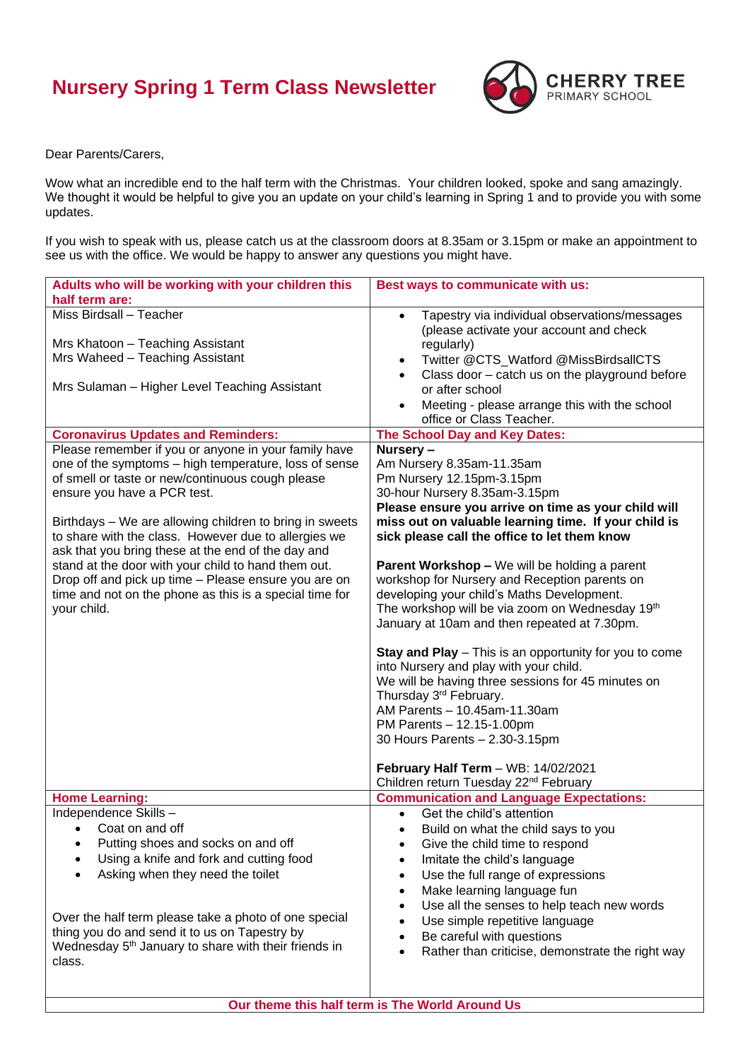# Nursery Spring 1 Term Class Newsletter

CHERRY TREE PRIMARY SCHOOL

Dear Parents/Carers,

Wow what an incredible end to the half term with the Christmas. Your children looked, spoke and sang amazingly. We thought it would be helpful to give you an update on your child's learning in Spring 1 and to provide you with some updates.

If you wish to speak with us, please catch us at the classroom doors at 8.35am or 3.15pm or make an appointment to see us with the office. We would be happy to answer any questions you might have.

| **Adults who will be working with your children this half term are:** | **Best ways to communicate with us:** |
|---|---|
| Miss Birdsall – Teacher<br><br>Mrs Khatoon – Teaching Assistant<br>Mrs Waheed – Teaching Assistant<br><br>Mrs Sulaman – Higher Level Teaching Assistant | • Tapestry via individual observations/messages (please activate your account and check regularly)<br>• Twitter @CTS_Watford @MissBirdsallCTS<br>• Class door – catch us on the playground before or after school<br>• Meeting - please arrange this with the school office or Class Teacher. |
| **Coronavirus Updates and Reminders:** | **The School Day and Key Dates:** |
| Please remember if you or anyone in your family have one of the symptoms – high temperature, loss of sense of smell or taste or new/continuous cough please ensure you have a PCR test.<br><br>Birthdays – We are allowing children to bring in sweets to share with the class. However due to allergies we ask that you bring these at the end of the day and stand at the door with your child to hand them out.<br>Drop off and pick up time – Please ensure you are on time and not on the phone as this is a special time for your child. | **Nursery –**<br>Am Nursery 8.35am-11.35am<br>Pm Nursery 12.15pm-3.15pm<br>30-hour Nursery 8.35am-3.15pm<br>**Please ensure you arrive on time as your child will miss out on valuable learning time. If your child is sick please call the office to let them know**<br><br>**Parent Workshop –** We will be holding a parent workshop for Nursery and Reception parents on developing your child's Maths Development.<br>The workshop will be via zoom on Wednesday 19th January at 10am and then repeated at 7.30pm.<br><br>**Stay and Play** – This is an opportunity for you to come into Nursery and play with your child.<br>We will be having three sessions for 45 minutes on Thursday 3rd February.<br>AM Parents – 10.45am-11.30am<br>PM Parents – 12.15-1.00pm<br>30 Hours Parents – 2.30-3.15pm<br><br>**February Half Term** – WB: 14/02/2021<br>Children return Tuesday 22nd February |
| **Home Learning:** | **Communication and Language Expectations:** |
| Independence Skills –<br>• Coat on and off<br>• Putting shoes and socks on and off<br>• Using a knife and fork and cutting food<br>• Asking when they need the toilet<br><br>Over the half term please take a photo of one special thing you do and send it to us on Tapestry by Wednesday 5th January to share with their friends in class. | • Get the child's attention<br>• Build on what the child says to you<br>• Give the child time to respond<br>• Imitate the child's language<br>• Use the full range of expressions<br>• Make learning language fun<br>• Use all the senses to help teach new words<br>• Use simple repetitive language<br>• Be careful with questions<br>• Rather than criticise, demonstrate the right way |

**Our theme this half term is The World Around Us**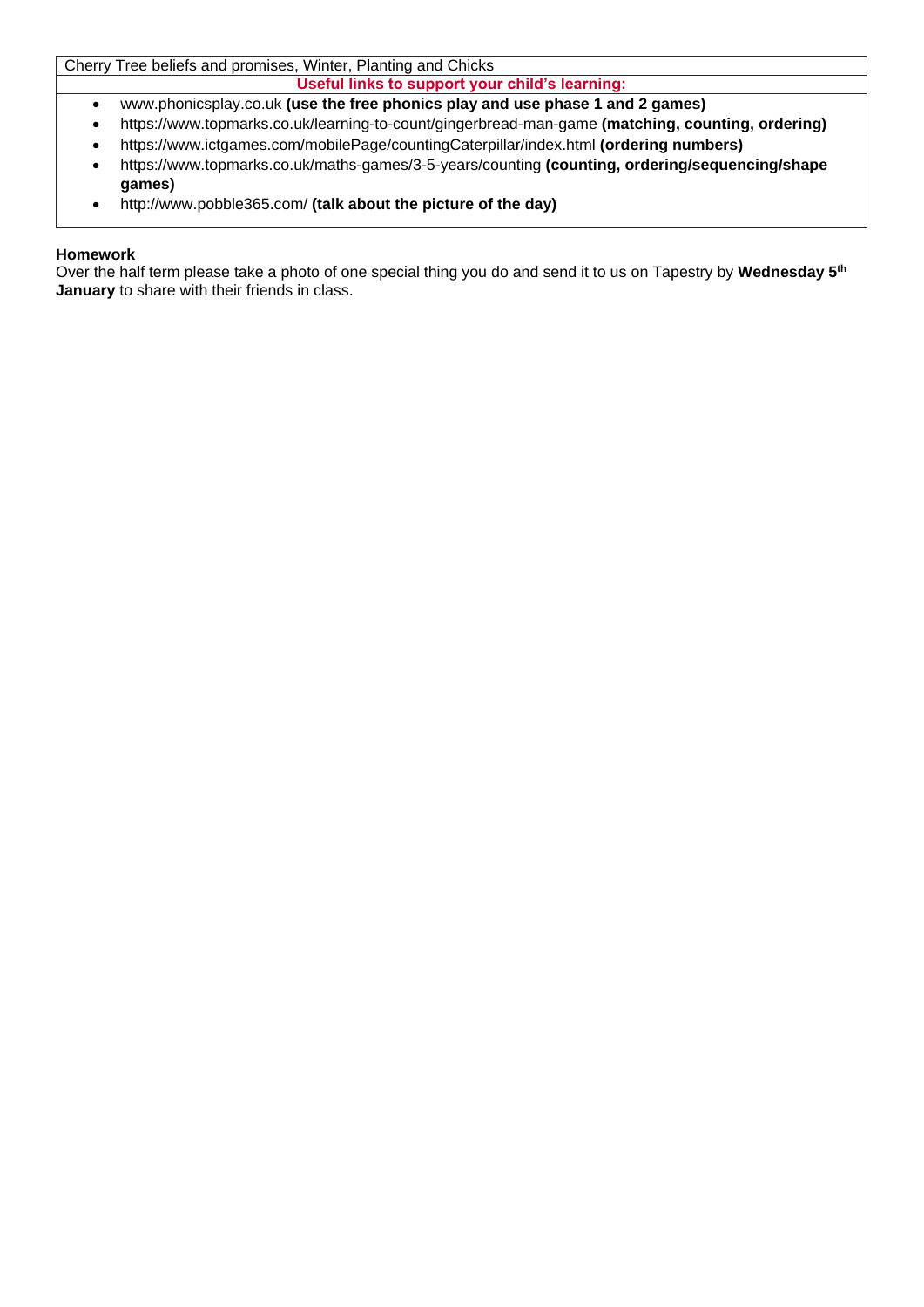Cherry Tree beliefs and promises, Winter, Planting and Chicks

**Useful links to support your child's learning:**

- www.phonicsplay.co.uk **(use the free phonics play and use phase 1 and 2 games)**
- https://www.topmarks.co.uk/learning-to-count/gingerbread-man-game **(matching, counting, ordering)**
- https://www.ictgames.com/mobilePage/countingCaterpillar/index.html **(ordering numbers)**
- https://www.topmarks.co.uk/maths-games/3-5-years/counting **(counting, ordering/sequencing/shape games)**
- http://www.pobble365.com/ **(talk about the picture of the day)**

**Homework**

Over the half term please take a photo of one special thing you do and send it to us on Tapestry by **Wednesday 5th January** to share with their friends in class.